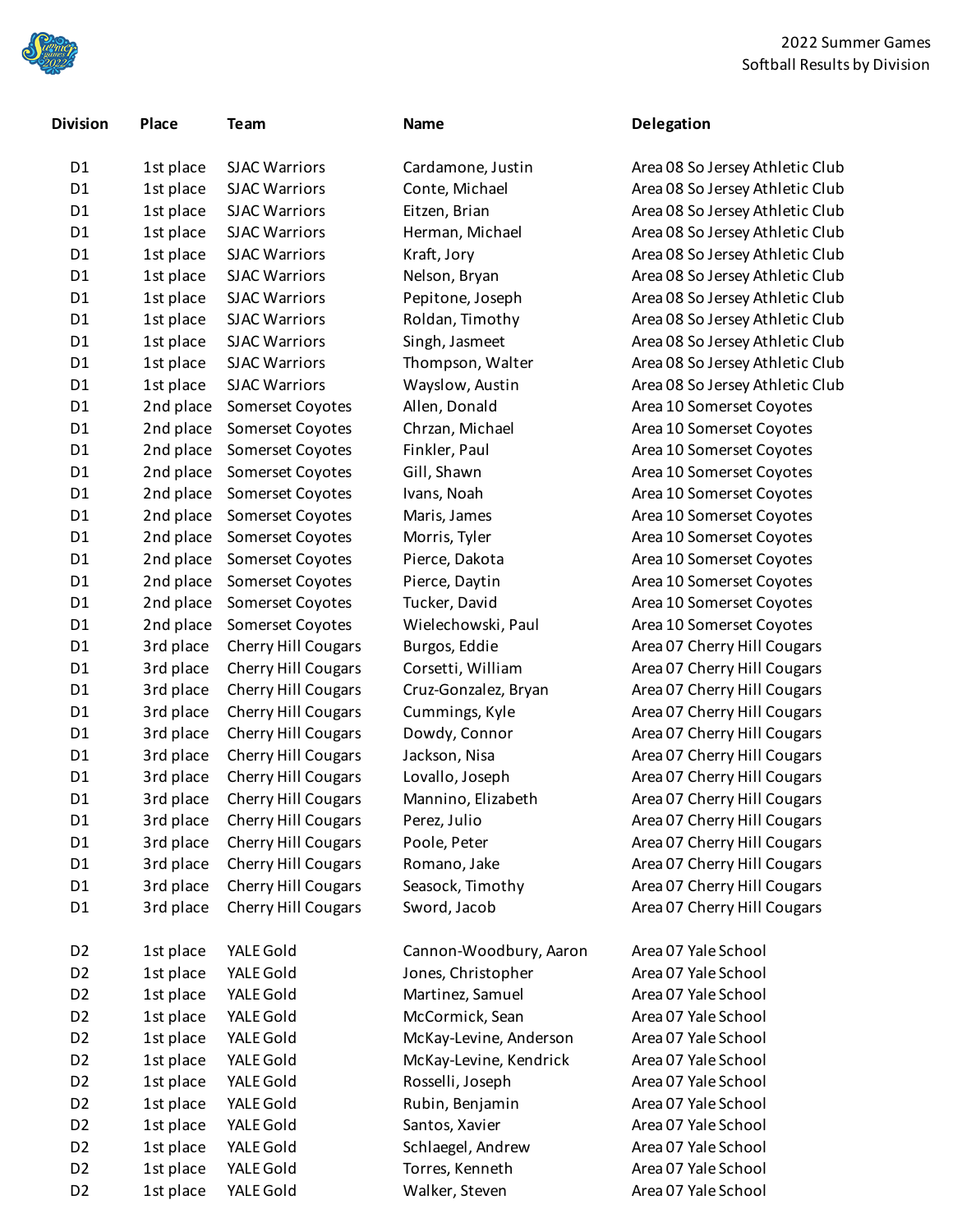2022 Summer Games
Softball Results by Division

| Division | Place | Team | Name | Delegation |
|---|---|---|---|---|
| D1 | 1st place | SJAC Warriors | Cardamone, Justin | Area 08 So Jersey Athletic Club |
| D1 | 1st place | SJAC Warriors | Conte, Michael | Area 08 So Jersey Athletic Club |
| D1 | 1st place | SJAC Warriors | Eitzen, Brian | Area 08 So Jersey Athletic Club |
| D1 | 1st place | SJAC Warriors | Herman, Michael | Area 08 So Jersey Athletic Club |
| D1 | 1st place | SJAC Warriors | Kraft, Jory | Area 08 So Jersey Athletic Club |
| D1 | 1st place | SJAC Warriors | Nelson, Bryan | Area 08 So Jersey Athletic Club |
| D1 | 1st place | SJAC Warriors | Pepitone, Joseph | Area 08 So Jersey Athletic Club |
| D1 | 1st place | SJAC Warriors | Roldan, Timothy | Area 08 So Jersey Athletic Club |
| D1 | 1st place | SJAC Warriors | Singh, Jasmeet | Area 08 So Jersey Athletic Club |
| D1 | 1st place | SJAC Warriors | Thompson, Walter | Area 08 So Jersey Athletic Club |
| D1 | 1st place | SJAC Warriors | Wayslow, Austin | Area 08 So Jersey Athletic Club |
| D1 | 2nd place | Somerset Coyotes | Allen, Donald | Area 10 Somerset Coyotes |
| D1 | 2nd place | Somerset Coyotes | Chrzan, Michael | Area 10 Somerset Coyotes |
| D1 | 2nd place | Somerset Coyotes | Finkler, Paul | Area 10 Somerset Coyotes |
| D1 | 2nd place | Somerset Coyotes | Gill, Shawn | Area 10 Somerset Coyotes |
| D1 | 2nd place | Somerset Coyotes | Ivans, Noah | Area 10 Somerset Coyotes |
| D1 | 2nd place | Somerset Coyotes | Maris, James | Area 10 Somerset Coyotes |
| D1 | 2nd place | Somerset Coyotes | Morris, Tyler | Area 10 Somerset Coyotes |
| D1 | 2nd place | Somerset Coyotes | Pierce, Dakota | Area 10 Somerset Coyotes |
| D1 | 2nd place | Somerset Coyotes | Pierce, Daytin | Area 10 Somerset Coyotes |
| D1 | 2nd place | Somerset Coyotes | Tucker, David | Area 10 Somerset Coyotes |
| D1 | 2nd place | Somerset Coyotes | Wielechowski, Paul | Area 10 Somerset Coyotes |
| D1 | 3rd place | Cherry Hill Cougars | Burgos, Eddie | Area 07 Cherry Hill Cougars |
| D1 | 3rd place | Cherry Hill Cougars | Corsetti, William | Area 07 Cherry Hill Cougars |
| D1 | 3rd place | Cherry Hill Cougars | Cruz-Gonzalez, Bryan | Area 07 Cherry Hill Cougars |
| D1 | 3rd place | Cherry Hill Cougars | Cummings, Kyle | Area 07 Cherry Hill Cougars |
| D1 | 3rd place | Cherry Hill Cougars | Dowdy, Connor | Area 07 Cherry Hill Cougars |
| D1 | 3rd place | Cherry Hill Cougars | Jackson, Nisa | Area 07 Cherry Hill Cougars |
| D1 | 3rd place | Cherry Hill Cougars | Lovallo, Joseph | Area 07 Cherry Hill Cougars |
| D1 | 3rd place | Cherry Hill Cougars | Mannino, Elizabeth | Area 07 Cherry Hill Cougars |
| D1 | 3rd place | Cherry Hill Cougars | Perez, Julio | Area 07 Cherry Hill Cougars |
| D1 | 3rd place | Cherry Hill Cougars | Poole, Peter | Area 07 Cherry Hill Cougars |
| D1 | 3rd place | Cherry Hill Cougars | Romano, Jake | Area 07 Cherry Hill Cougars |
| D1 | 3rd place | Cherry Hill Cougars | Seasock, Timothy | Area 07 Cherry Hill Cougars |
| D1 | 3rd place | Cherry Hill Cougars | Sword, Jacob | Area 07 Cherry Hill Cougars |
| D2 | 1st place | YALE Gold | Cannon-Woodbury, Aaron | Area 07 Yale School |
| D2 | 1st place | YALE Gold | Jones, Christopher | Area 07 Yale School |
| D2 | 1st place | YALE Gold | Martinez, Samuel | Area 07 Yale School |
| D2 | 1st place | YALE Gold | McCormick, Sean | Area 07 Yale School |
| D2 | 1st place | YALE Gold | McKay-Levine, Anderson | Area 07 Yale School |
| D2 | 1st place | YALE Gold | McKay-Levine, Kendrick | Area 07 Yale School |
| D2 | 1st place | YALE Gold | Rosselli, Joseph | Area 07 Yale School |
| D2 | 1st place | YALE Gold | Rubin, Benjamin | Area 07 Yale School |
| D2 | 1st place | YALE Gold | Santos, Xavier | Area 07 Yale School |
| D2 | 1st place | YALE Gold | Schlaegel, Andrew | Area 07 Yale School |
| D2 | 1st place | YALE Gold | Torres, Kenneth | Area 07 Yale School |
| D2 | 1st place | YALE Gold | Walker, Steven | Area 07 Yale School |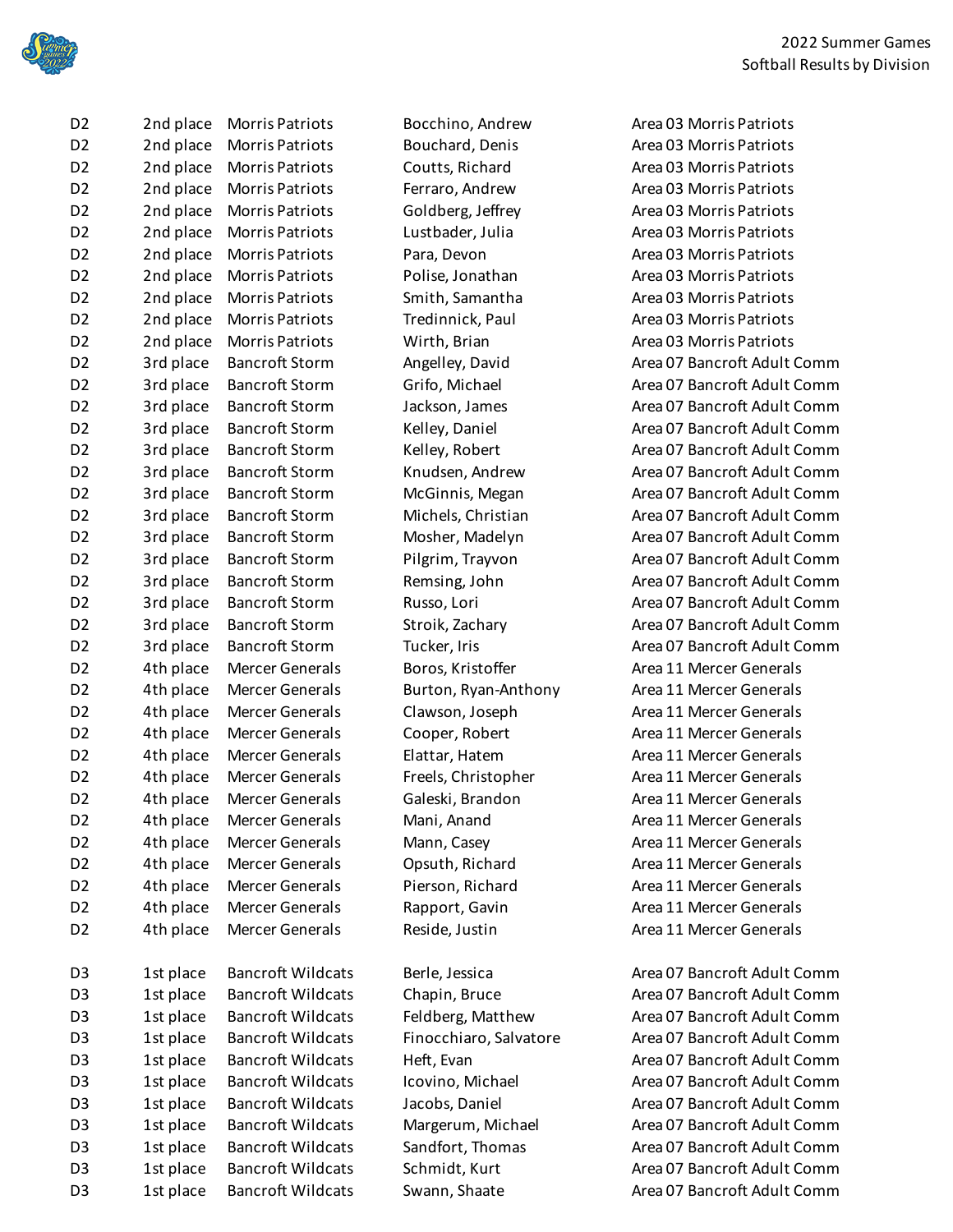| | | | | |
|---|---|---|---|---|
| D2 | 2nd place | Morris Patriots | Bocchino, Andrew | Area 03 Morris Patriots |
| D2 | 2nd place | Morris Patriots | Bouchard, Denis | Area 03 Morris Patriots |
| D2 | 2nd place | Morris Patriots | Coutts, Richard | Area 03 Morris Patriots |
| D2 | 2nd place | Morris Patriots | Ferraro, Andrew | Area 03 Morris Patriots |
| D2 | 2nd place | Morris Patriots | Goldberg, Jeffrey | Area 03 Morris Patriots |
| D2 | 2nd place | Morris Patriots | Lustbader, Julia | Area 03 Morris Patriots |
| D2 | 2nd place | Morris Patriots | Para, Devon | Area 03 Morris Patriots |
| D2 | 2nd place | Morris Patriots | Polise, Jonathan | Area 03 Morris Patriots |
| D2 | 2nd place | Morris Patriots | Smith, Samantha | Area 03 Morris Patriots |
| D2 | 2nd place | Morris Patriots | Tredinnick, Paul | Area 03 Morris Patriots |
| D2 | 2nd place | Morris Patriots | Wirth, Brian | Area 03 Morris Patriots |
| D2 | 3rd place | Bancroft Storm | Angelley, David | Area 07 Bancroft Adult Comm |
| D2 | 3rd place | Bancroft Storm | Grifo, Michael | Area 07 Bancroft Adult Comm |
| D2 | 3rd place | Bancroft Storm | Jackson, James | Area 07 Bancroft Adult Comm |
| D2 | 3rd place | Bancroft Storm | Kelley, Daniel | Area 07 Bancroft Adult Comm |
| D2 | 3rd place | Bancroft Storm | Kelley, Robert | Area 07 Bancroft Adult Comm |
| D2 | 3rd place | Bancroft Storm | Knudsen, Andrew | Area 07 Bancroft Adult Comm |
| D2 | 3rd place | Bancroft Storm | McGinnis, Megan | Area 07 Bancroft Adult Comm |
| D2 | 3rd place | Bancroft Storm | Michels, Christian | Area 07 Bancroft Adult Comm |
| D2 | 3rd place | Bancroft Storm | Mosher, Madelyn | Area 07 Bancroft Adult Comm |
| D2 | 3rd place | Bancroft Storm | Pilgrim, Trayvon | Area 07 Bancroft Adult Comm |
| D2 | 3rd place | Bancroft Storm | Remsing, John | Area 07 Bancroft Adult Comm |
| D2 | 3rd place | Bancroft Storm | Russo, Lori | Area 07 Bancroft Adult Comm |
| D2 | 3rd place | Bancroft Storm | Stroik, Zachary | Area 07 Bancroft Adult Comm |
| D2 | 3rd place | Bancroft Storm | Tucker, Iris | Area 07 Bancroft Adult Comm |
| D2 | 4th place | Mercer Generals | Boros, Kristoffer | Area 11 Mercer Generals |
| D2 | 4th place | Mercer Generals | Burton, Ryan-Anthony | Area 11 Mercer Generals |
| D2 | 4th place | Mercer Generals | Clawson, Joseph | Area 11 Mercer Generals |
| D2 | 4th place | Mercer Generals | Cooper, Robert | Area 11 Mercer Generals |
| D2 | 4th place | Mercer Generals | Elattar, Hatem | Area 11 Mercer Generals |
| D2 | 4th place | Mercer Generals | Freels, Christopher | Area 11 Mercer Generals |
| D2 | 4th place | Mercer Generals | Galeski, Brandon | Area 11 Mercer Generals |
| D2 | 4th place | Mercer Generals | Mani, Anand | Area 11 Mercer Generals |
| D2 | 4th place | Mercer Generals | Mann, Casey | Area 11 Mercer Generals |
| D2 | 4th place | Mercer Generals | Opsuth, Richard | Area 11 Mercer Generals |
| D2 | 4th place | Mercer Generals | Pierson, Richard | Area 11 Mercer Generals |
| D2 | 4th place | Mercer Generals | Rapport, Gavin | Area 11 Mercer Generals |
| D2 | 4th place | Mercer Generals | Reside, Justin | Area 11 Mercer Generals |
| | | | | |
| D3 | 1st place | Bancroft Wildcats | Berle, Jessica | Area 07 Bancroft Adult Comm |
| D3 | 1st place | Bancroft Wildcats | Chapin, Bruce | Area 07 Bancroft Adult Comm |
| D3 | 1st place | Bancroft Wildcats | Feldberg, Matthew | Area 07 Bancroft Adult Comm |
| D3 | 1st place | Bancroft Wildcats | Finocchiaro, Salvatore | Area 07 Bancroft Adult Comm |
| D3 | 1st place | Bancroft Wildcats | Heft, Evan | Area 07 Bancroft Adult Comm |
| D3 | 1st place | Bancroft Wildcats | Icovino, Michael | Area 07 Bancroft Adult Comm |
| D3 | 1st place | Bancroft Wildcats | Jacobs, Daniel | Area 07 Bancroft Adult Comm |
| D3 | 1st place | Bancroft Wildcats | Margerum, Michael | Area 07 Bancroft Adult Comm |
| D3 | 1st place | Bancroft Wildcats | Sandfort, Thomas | Area 07 Bancroft Adult Comm |
| D3 | 1st place | Bancroft Wildcats | Schmidt, Kurt | Area 07 Bancroft Adult Comm |
| D3 | 1st place | Bancroft Wildcats | Swann, Shaate | Area 07 Bancroft Adult Comm |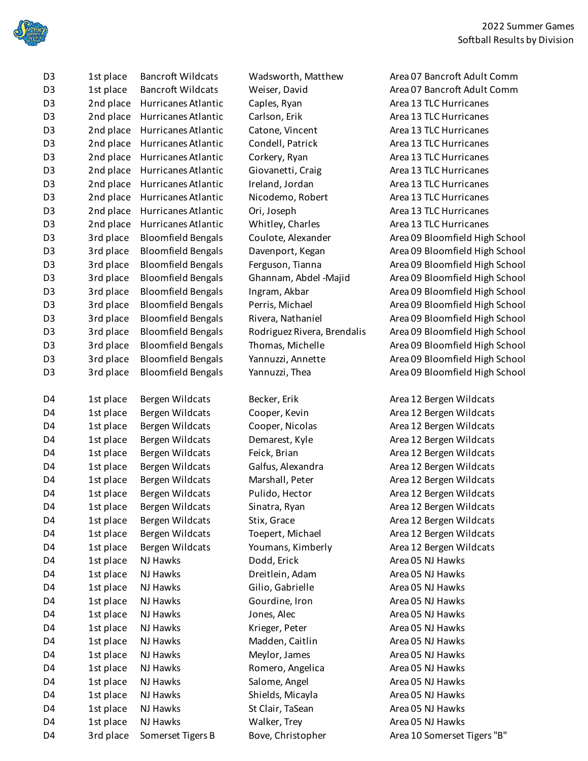| | | | | |
|---|---|---|---|---|
| D3 | 1st place | Bancroft Wildcats | Wadsworth, Matthew | Area 07 Bancroft Adult Comm |
| D3 | 1st place | Bancroft Wildcats | Weiser, David | Area 07 Bancroft Adult Comm |
| D3 | 2nd place | Hurricanes Atlantic | Caples, Ryan | Area 13 TLC Hurricanes |
| D3 | 2nd place | Hurricanes Atlantic | Carlson, Erik | Area 13 TLC Hurricanes |
| D3 | 2nd place | Hurricanes Atlantic | Catone, Vincent | Area 13 TLC Hurricanes |
| D3 | 2nd place | Hurricanes Atlantic | Condell, Patrick | Area 13 TLC Hurricanes |
| D3 | 2nd place | Hurricanes Atlantic | Corkery, Ryan | Area 13 TLC Hurricanes |
| D3 | 2nd place | Hurricanes Atlantic | Giovanetti, Craig | Area 13 TLC Hurricanes |
| D3 | 2nd place | Hurricanes Atlantic | Ireland, Jordan | Area 13 TLC Hurricanes |
| D3 | 2nd place | Hurricanes Atlantic | Nicodemo, Robert | Area 13 TLC Hurricanes |
| D3 | 2nd place | Hurricanes Atlantic | Ori, Joseph | Area 13 TLC Hurricanes |
| D3 | 2nd place | Hurricanes Atlantic | Whitley, Charles | Area 13 TLC Hurricanes |
| D3 | 3rd place | Bloomfield Bengals | Coulote, Alexander | Area 09 Bloomfield High School |
| D3 | 3rd place | Bloomfield Bengals | Davenport, Kegan | Area 09 Bloomfield High School |
| D3 | 3rd place | Bloomfield Bengals | Ferguson, Tianna | Area 09 Bloomfield High School |
| D3 | 3rd place | Bloomfield Bengals | Ghannam, Abdel -Majid | Area 09 Bloomfield High School |
| D3 | 3rd place | Bloomfield Bengals | Ingram, Akbar | Area 09 Bloomfield High School |
| D3 | 3rd place | Bloomfield Bengals | Perris, Michael | Area 09 Bloomfield High School |
| D3 | 3rd place | Bloomfield Bengals | Rivera, Nathaniel | Area 09 Bloomfield High School |
| D3 | 3rd place | Bloomfield Bengals | Rodriguez Rivera, Brendalis | Area 09 Bloomfield High School |
| D3 | 3rd place | Bloomfield Bengals | Thomas, Michelle | Area 09 Bloomfield High School |
| D3 | 3rd place | Bloomfield Bengals | Yannuzzi, Annette | Area 09 Bloomfield High School |
| D3 | 3rd place | Bloomfield Bengals | Yannuzzi, Thea | Area 09 Bloomfield High School |
| | | | | |
| D4 | 1st place | Bergen Wildcats | Becker, Erik | Area 12 Bergen Wildcats |
| D4 | 1st place | Bergen Wildcats | Cooper, Kevin | Area 12 Bergen Wildcats |
| D4 | 1st place | Bergen Wildcats | Cooper, Nicolas | Area 12 Bergen Wildcats |
| D4 | 1st place | Bergen Wildcats | Demarest, Kyle | Area 12 Bergen Wildcats |
| D4 | 1st place | Bergen Wildcats | Feick, Brian | Area 12 Bergen Wildcats |
| D4 | 1st place | Bergen Wildcats | Galfus, Alexandra | Area 12 Bergen Wildcats |
| D4 | 1st place | Bergen Wildcats | Marshall, Peter | Area 12 Bergen Wildcats |
| D4 | 1st place | Bergen Wildcats | Pulido, Hector | Area 12 Bergen Wildcats |
| D4 | 1st place | Bergen Wildcats | Sinatra, Ryan | Area 12 Bergen Wildcats |
| D4 | 1st place | Bergen Wildcats | Stix, Grace | Area 12 Bergen Wildcats |
| D4 | 1st place | Bergen Wildcats | Toepert, Michael | Area 12 Bergen Wildcats |
| D4 | 1st place | Bergen Wildcats | Youmans, Kimberly | Area 12 Bergen Wildcats |
| D4 | 1st place | NJ Hawks | Dodd, Erick | Area 05 NJ Hawks |
| D4 | 1st place | NJ Hawks | Dreitlein, Adam | Area 05 NJ Hawks |
| D4 | 1st place | NJ Hawks | Gilio, Gabrielle | Area 05 NJ Hawks |
| D4 | 1st place | NJ Hawks | Gourdine, Iron | Area 05 NJ Hawks |
| D4 | 1st place | NJ Hawks | Jones, Alec | Area 05 NJ Hawks |
| D4 | 1st place | NJ Hawks | Krieger, Peter | Area 05 NJ Hawks |
| D4 | 1st place | NJ Hawks | Madden, Caitlin | Area 05 NJ Hawks |
| D4 | 1st place | NJ Hawks | Meylor, James | Area 05 NJ Hawks |
| D4 | 1st place | NJ Hawks | Romero, Angelica | Area 05 NJ Hawks |
| D4 | 1st place | NJ Hawks | Salome, Angel | Area 05 NJ Hawks |
| D4 | 1st place | NJ Hawks | Shields, Micayla | Area 05 NJ Hawks |
| D4 | 1st place | NJ Hawks | St Clair, TaSean | Area 05 NJ Hawks |
| D4 | 1st place | NJ Hawks | Walker, Trey | Area 05 NJ Hawks |
| D4 | 3rd place | Somerset Tigers B | Bove, Christopher | Area 10 Somerset Tigers "B" |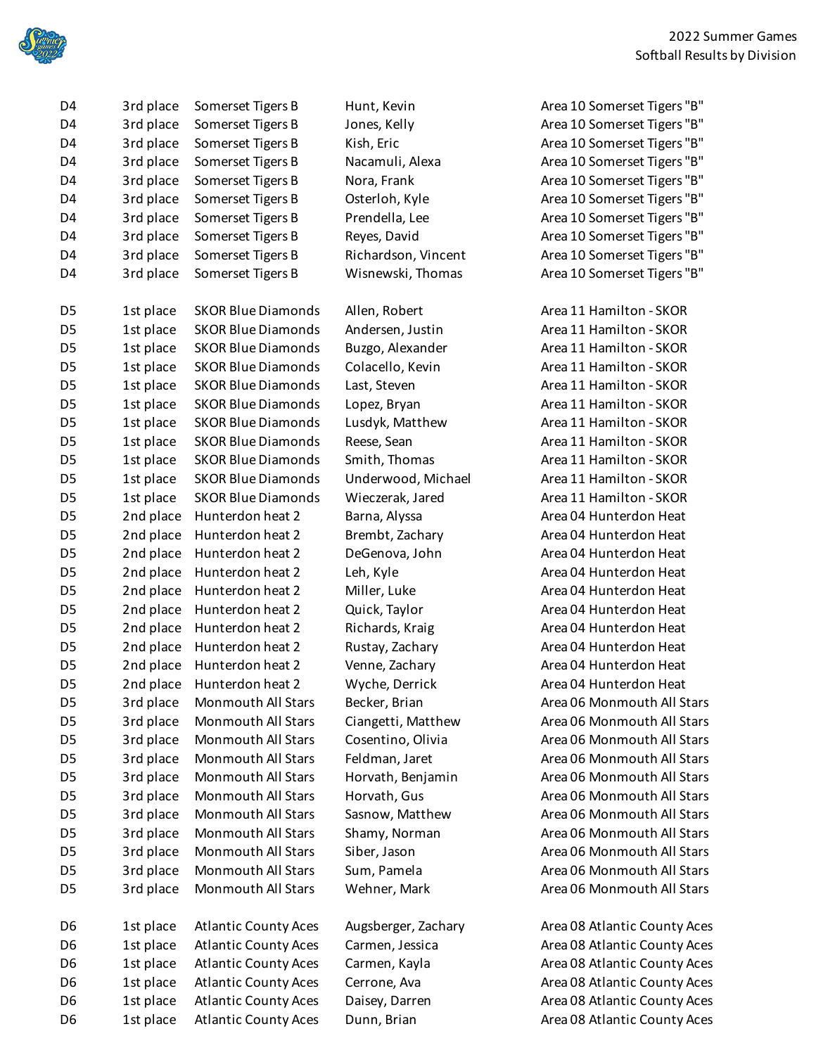| | | | | |
|---|---|---|---|---|
| D4 | 3rd place | Somerset Tigers B | Hunt, Kevin | Area 10 Somerset Tigers "B" |
| D4 | 3rd place | Somerset Tigers B | Jones, Kelly | Area 10 Somerset Tigers "B" |
| D4 | 3rd place | Somerset Tigers B | Kish, Eric | Area 10 Somerset Tigers "B" |
| D4 | 3rd place | Somerset Tigers B | Nacamuli, Alexa | Area 10 Somerset Tigers "B" |
| D4 | 3rd place | Somerset Tigers B | Nora, Frank | Area 10 Somerset Tigers "B" |
| D4 | 3rd place | Somerset Tigers B | Osterloh, Kyle | Area 10 Somerset Tigers "B" |
| D4 | 3rd place | Somerset Tigers B | Prendella, Lee | Area 10 Somerset Tigers "B" |
| D4 | 3rd place | Somerset Tigers B | Reyes, David | Area 10 Somerset Tigers "B" |
| D4 | 3rd place | Somerset Tigers B | Richardson, Vincent | Area 10 Somerset Tigers "B" |
| D4 | 3rd place | Somerset Tigers B | Wisnewski, Thomas | Area 10 Somerset Tigers "B" |
| | | | | |
| D5 | 1st place | SKOR Blue Diamonds | Allen, Robert | Area 11 Hamilton - SKOR |
| D5 | 1st place | SKOR Blue Diamonds | Andersen, Justin | Area 11 Hamilton - SKOR |
| D5 | 1st place | SKOR Blue Diamonds | Buzgo, Alexander | Area 11 Hamilton - SKOR |
| D5 | 1st place | SKOR Blue Diamonds | Colacello, Kevin | Area 11 Hamilton - SKOR |
| D5 | 1st place | SKOR Blue Diamonds | Last, Steven | Area 11 Hamilton - SKOR |
| D5 | 1st place | SKOR Blue Diamonds | Lopez, Bryan | Area 11 Hamilton - SKOR |
| D5 | 1st place | SKOR Blue Diamonds | Lusdyk, Matthew | Area 11 Hamilton - SKOR |
| D5 | 1st place | SKOR Blue Diamonds | Reese, Sean | Area 11 Hamilton - SKOR |
| D5 | 1st place | SKOR Blue Diamonds | Smith, Thomas | Area 11 Hamilton - SKOR |
| D5 | 1st place | SKOR Blue Diamonds | Underwood, Michael | Area 11 Hamilton - SKOR |
| D5 | 1st place | SKOR Blue Diamonds | Wieczerak, Jared | Area 11 Hamilton - SKOR |
| D5 | 2nd place | Hunterdon heat 2 | Barna, Alyssa | Area 04 Hunterdon Heat |
| D5 | 2nd place | Hunterdon heat 2 | Brembt, Zachary | Area 04 Hunterdon Heat |
| D5 | 2nd place | Hunterdon heat 2 | DeGenova, John | Area 04 Hunterdon Heat |
| D5 | 2nd place | Hunterdon heat 2 | Leh, Kyle | Area 04 Hunterdon Heat |
| D5 | 2nd place | Hunterdon heat 2 | Miller, Luke | Area 04 Hunterdon Heat |
| D5 | 2nd place | Hunterdon heat 2 | Quick, Taylor | Area 04 Hunterdon Heat |
| D5 | 2nd place | Hunterdon heat 2 | Richards, Kraig | Area 04 Hunterdon Heat |
| D5 | 2nd place | Hunterdon heat 2 | Rustay, Zachary | Area 04 Hunterdon Heat |
| D5 | 2nd place | Hunterdon heat 2 | Venne, Zachary | Area 04 Hunterdon Heat |
| D5 | 2nd place | Hunterdon heat 2 | Wyche, Derrick | Area 04 Hunterdon Heat |
| D5 | 3rd place | Monmouth All Stars | Becker, Brian | Area 06 Monmouth All Stars |
| D5 | 3rd place | Monmouth All Stars | Ciangetti, Matthew | Area 06 Monmouth All Stars |
| D5 | 3rd place | Monmouth All Stars | Cosentino, Olivia | Area 06 Monmouth All Stars |
| D5 | 3rd place | Monmouth All Stars | Feldman, Jaret | Area 06 Monmouth All Stars |
| D5 | 3rd place | Monmouth All Stars | Horvath, Benjamin | Area 06 Monmouth All Stars |
| D5 | 3rd place | Monmouth All Stars | Horvath, Gus | Area 06 Monmouth All Stars |
| D5 | 3rd place | Monmouth All Stars | Sasnow, Matthew | Area 06 Monmouth All Stars |
| D5 | 3rd place | Monmouth All Stars | Shamy, Norman | Area 06 Monmouth All Stars |
| D5 | 3rd place | Monmouth All Stars | Siber, Jason | Area 06 Monmouth All Stars |
| D5 | 3rd place | Monmouth All Stars | Sum, Pamela | Area 06 Monmouth All Stars |
| D5 | 3rd place | Monmouth All Stars | Wehner, Mark | Area 06 Monmouth All Stars |
| | | | | |
| D6 | 1st place | Atlantic County Aces | Augsberger, Zachary | Area 08 Atlantic County Aces |
| D6 | 1st place | Atlantic County Aces | Carmen, Jessica | Area 08 Atlantic County Aces |
| D6 | 1st place | Atlantic County Aces | Carmen, Kayla | Area 08 Atlantic County Aces |
| D6 | 1st place | Atlantic County Aces | Cerrone, Ava | Area 08 Atlantic County Aces |
| D6 | 1st place | Atlantic County Aces | Daisey, Darren | Area 08 Atlantic County Aces |
| D6 | 1st place | Atlantic County Aces | Dunn, Brian | Area 08 Atlantic County Aces |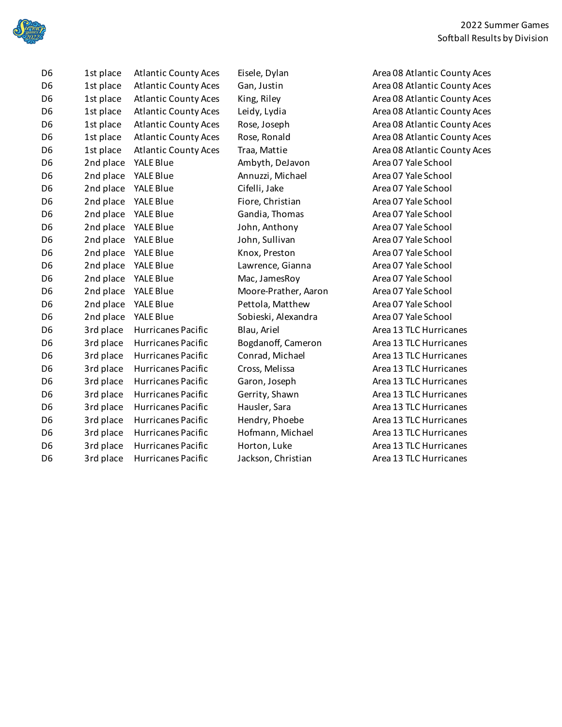| | | | | |
|---|---|---|---|---|
| D6 | 1st place | Atlantic County Aces | Eisele, Dylan | Area 08 Atlantic County Aces |
| D6 | 1st place | Atlantic County Aces | Gan, Justin | Area 08 Atlantic County Aces |
| D6 | 1st place | Atlantic County Aces | King, Riley | Area 08 Atlantic County Aces |
| D6 | 1st place | Atlantic County Aces | Leidy, Lydia | Area 08 Atlantic County Aces |
| D6 | 1st place | Atlantic County Aces | Rose, Joseph | Area 08 Atlantic County Aces |
| D6 | 1st place | Atlantic County Aces | Rose, Ronald | Area 08 Atlantic County Aces |
| D6 | 1st place | Atlantic County Aces | Traa, Mattie | Area 08 Atlantic County Aces |
| D6 | 2nd place | YALE Blue | Ambyth, DeJavon | Area 07 Yale School |
| D6 | 2nd place | YALE Blue | Annuzzi, Michael | Area 07 Yale School |
| D6 | 2nd place | YALE Blue | Cifelli, Jake | Area 07 Yale School |
| D6 | 2nd place | YALE Blue | Fiore, Christian | Area 07 Yale School |
| D6 | 2nd place | YALE Blue | Gandia, Thomas | Area 07 Yale School |
| D6 | 2nd place | YALE Blue | John, Anthony | Area 07 Yale School |
| D6 | 2nd place | YALE Blue | John, Sullivan | Area 07 Yale School |
| D6 | 2nd place | YALE Blue | Knox, Preston | Area 07 Yale School |
| D6 | 2nd place | YALE Blue | Lawrence, Gianna | Area 07 Yale School |
| D6 | 2nd place | YALE Blue | Mac, JamesRoy | Area 07 Yale School |
| D6 | 2nd place | YALE Blue | Moore-Prather, Aaron | Area 07 Yale School |
| D6 | 2nd place | YALE Blue | Pettola, Matthew | Area 07 Yale School |
| D6 | 2nd place | YALE Blue | Sobieski, Alexandra | Area 07 Yale School |
| D6 | 3rd place | Hurricanes Pacific | Blau, Ariel | Area 13 TLC Hurricanes |
| D6 | 3rd place | Hurricanes Pacific | Bogdanoff, Cameron | Area 13 TLC Hurricanes |
| D6 | 3rd place | Hurricanes Pacific | Conrad, Michael | Area 13 TLC Hurricanes |
| D6 | 3rd place | Hurricanes Pacific | Cross, Melissa | Area 13 TLC Hurricanes |
| D6 | 3rd place | Hurricanes Pacific | Garon, Joseph | Area 13 TLC Hurricanes |
| D6 | 3rd place | Hurricanes Pacific | Gerrity, Shawn | Area 13 TLC Hurricanes |
| D6 | 3rd place | Hurricanes Pacific | Hausler, Sara | Area 13 TLC Hurricanes |
| D6 | 3rd place | Hurricanes Pacific | Hendry, Phoebe | Area 13 TLC Hurricanes |
| D6 | 3rd place | Hurricanes Pacific | Hofmann, Michael | Area 13 TLC Hurricanes |
| D6 | 3rd place | Hurricanes Pacific | Horton, Luke | Area 13 TLC Hurricanes |
| D6 | 3rd place | Hurricanes Pacific | Jackson, Christian | Area 13 TLC Hurricanes |